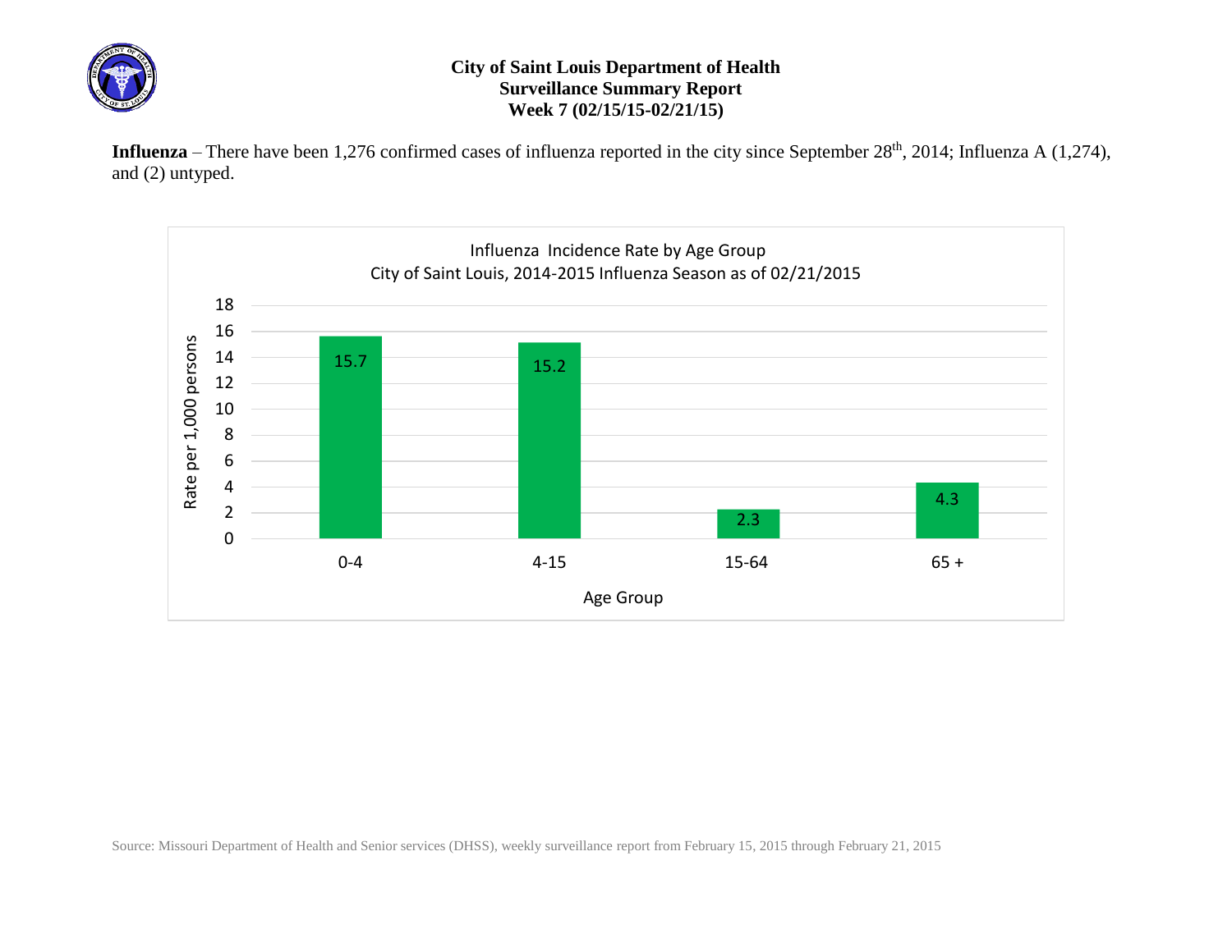**City of Saint Louis Department of Health**
**Surveillance Summary Report**
**Week 7 (02/15/15-02/21/15)**

**Influenza** – There have been 1,276 confirmed cases of influenza reported in the city since September 28th, 2014; Influenza A (1,274), and (2) untyped.

Influenza Incidence Rate by Age Group
City of Saint Louis, 2014-2015 Influenza Season as of 02/21/2015

| Age Group | Rate per 1,000 persons |
|---|---|
| 0-4 | 15.7 |
| 4-15 | 15.2 |
| 15-64 | 2.3 |
| 65 + | 4.3 |

Source: Missouri Department of Health and Senior services (DHSS), weekly surveillance report from February 15, 2015 through February 21, 2015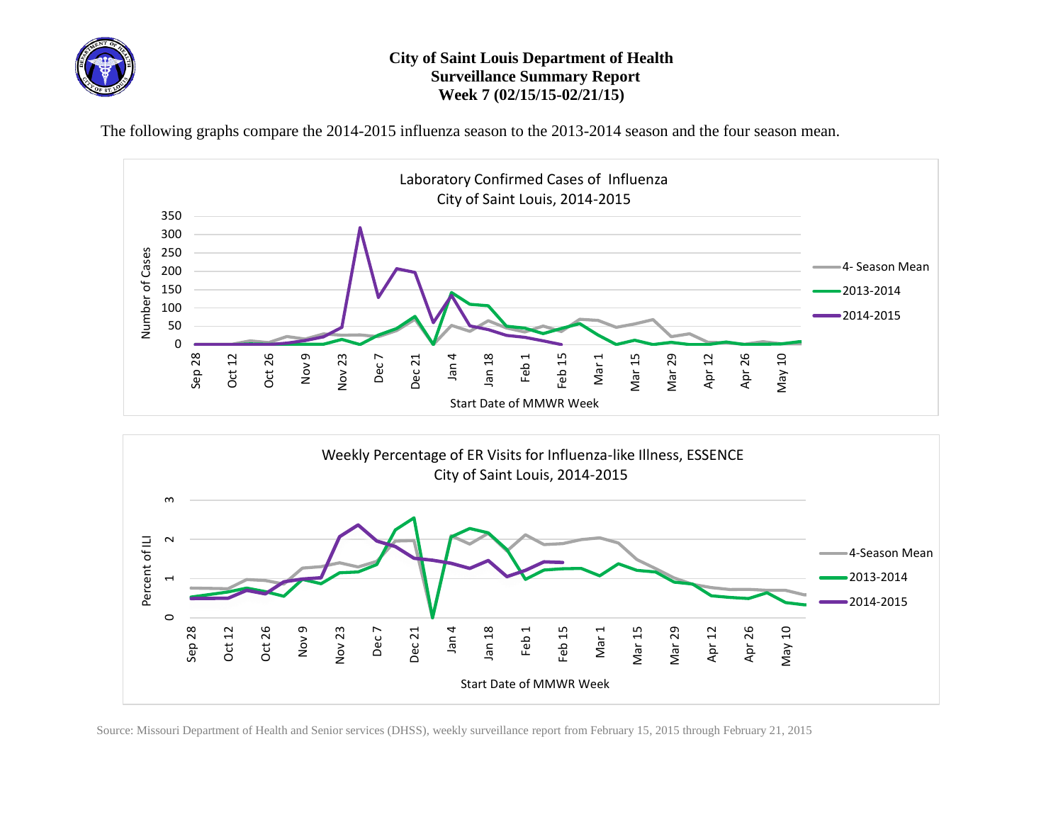**City of Saint Louis Department of Health**
**Surveillance Summary Report**
**Week 7 (02/15/15-02/21/15)**

The following graphs compare the 2014-2015 influenza season to the 2013-2014 season and the four season mean.

Laboratory Confirmed Cases of Influenza
City of Saint Louis, 2014-2015

Number of Cases

350
300
250
200
150
100
50
0

Sep 28
Oct 12
Oct 26
Nov 9
Nov 23
Dec 7
Dec 21
Jan 4
Jan 18
Feb 1
Feb 15
Mar 1
Mar 15
Mar 29
Apr 12
Apr 26
May 10

Start Date of MMWR Week

4- Season Mean
2013-2014
2014-2015

Weekly Percentage of ER Visits for Influenza-like Illness, ESSENCE
City of Saint Louis, 2014-2015

Percent of ILI

3
2
1
0

Sep 28
Oct 12
Oct 26
Nov 9
Nov 23
Dec 7
Dec 21
Jan 4
Jan 18
Feb 1
Feb 15
Mar 1
Mar 15
Mar 29
Apr 12
Apr 26
May 10

Start Date of MMWR Week

4-Season Mean
2013-2014
2014-2015

Source: Missouri Department of Health and Senior services (DHSS), weekly surveillance report from February 15, 2015 through February 21, 2015